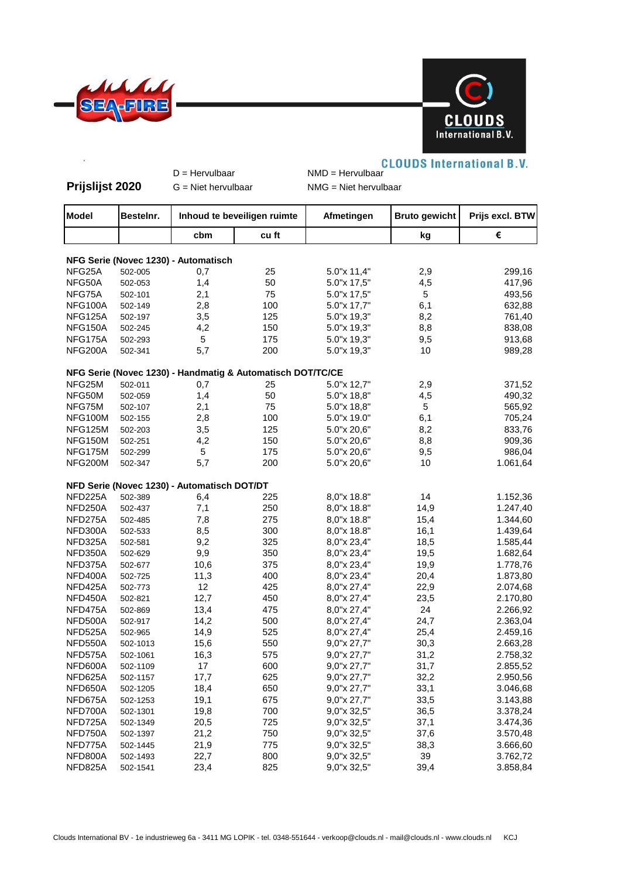CLOUDS International B.V.

## Prijslijst 2020

D = Hervulbaar  
G = Niet hervulbaar

NMD = Hervulbaar  
NMG = Niet hervulbaar

| Model | Bestelnr. | Inhoud te beveiligen ruimte | | Afmetingen | Bruto gewicht | Prijs excl. BTW |
|---|---|---|---|---|---|---|
| | | cbm | cu ft | | kg | € |
| **NFG Serie (Novec 1230) - Automatisch** | | | | | | |
| NFG25A | 502-005 | 0,7 | 25 | 5.0"x 11,4" | 2,9 | 299,16 |
| NFG50A | 502-053 | 1,4 | 50 | 5.0"x 17,5" | 4,5 | 417,96 |
| NFG75A | 502-101 | 2,1 | 75 | 5.0"x 17,5" | 5 | 493,56 |
| NFG100A | 502-149 | 2,8 | 100 | 5.0"x 17,7" | 6,1 | 632,88 |
| NFG125A | 502-197 | 3,5 | 125 | 5.0"x 19,3" | 8,2 | 761,40 |
| NFG150A | 502-245 | 4,2 | 150 | 5.0"x 19,3" | 8,8 | 838,08 |
| NFG175A | 502-293 | 5 | 175 | 5.0"x 19,3" | 9,5 | 913,68 |
| NFG200A | 502-341 | 5,7 | 200 | 5.0"x 19,3" | 10 | 989,28 |
| **NFG Serie (Novec 1230) - Handmatig & Automatisch DOT/TC/CE** | | | | | | |
| NFG25M | 502-011 | 0,7 | 25 | 5.0"x 12,7" | 2,9 | 371,52 |
| NFG50M | 502-059 | 1,4 | 50 | 5.0"x 18,8" | 4,5 | 490,32 |
| NFG75M | 502-107 | 2,1 | 75 | 5.0"x 18,8" | 5 | 565,92 |
| NFG100M | 502-155 | 2,8 | 100 | 5.0"x 19.0" | 6,1 | 705,24 |
| NFG125M | 502-203 | 3,5 | 125 | 5.0"x 20,6" | 8,2 | 833,76 |
| NFG150M | 502-251 | 4,2 | 150 | 5.0"x 20,6" | 8,8 | 909,36 |
| NFG175M | 502-299 | 5 | 175 | 5.0"x 20,6" | 9,5 | 986,04 |
| NFG200M | 502-347 | 5,7 | 200 | 5.0"x 20,6" | 10 | 1.061,64 |
| **NFD Serie (Novec 1230) - Automatisch DOT/DT** | | | | | | |
| NFD225A | 502-389 | 6,4 | 225 | 8,0"x 18.8" | 14 | 1.152,36 |
| NFD250A | 502-437 | 7,1 | 250 | 8,0"x 18.8" | 14,9 | 1.247,40 |
| NFD275A | 502-485 | 7,8 | 275 | 8,0"x 18.8" | 15,4 | 1.344,60 |
| NFD300A | 502-533 | 8,5 | 300 | 8,0"x 18.8" | 16,1 | 1.439,64 |
| NFD325A | 502-581 | 9,2 | 325 | 8,0"x 23,4" | 18,5 | 1.585,44 |
| NFD350A | 502-629 | 9,9 | 350 | 8,0"x 23,4" | 19,5 | 1.682,64 |
| NFD375A | 502-677 | 10,6 | 375 | 8,0"x 23,4" | 19,9 | 1.778,76 |
| NFD400A | 502-725 | 11,3 | 400 | 8,0"x 23,4" | 20,4 | 1.873,80 |
| NFD425A | 502-773 | 12 | 425 | 8,0"x 27,4" | 22,9 | 2.074,68 |
| NFD450A | 502-821 | 12,7 | 450 | 8,0"x 27,4" | 23,5 | 2.170,80 |
| NFD475A | 502-869 | 13,4 | 475 | 8,0"x 27,4" | 24 | 2.266,92 |
| NFD500A | 502-917 | 14,2 | 500 | 8,0"x 27,4" | 24,7 | 2.363,04 |
| NFD525A | 502-965 | 14,9 | 525 | 8,0"x 27,4" | 25,4 | 2.459,16 |
| NFD550A | 502-1013 | 15,6 | 550 | 9,0"x 27,7" | 30,3 | 2.663,28 |
| NFD575A | 502-1061 | 16,3 | 575 | 9,0"x 27,7" | 31,2 | 2.758,32 |
| NFD600A | 502-1109 | 17 | 600 | 9,0"x 27,7" | 31,7 | 2.855,52 |
| NFD625A | 502-1157 | 17,7 | 625 | 9,0"x 27,7" | 32,2 | 2.950,56 |
| NFD650A | 502-1205 | 18,4 | 650 | 9,0"x 27,7" | 33,1 | 3.046,68 |
| NFD675A | 502-1253 | 19,1 | 675 | 9,0"x 27,7" | 33,5 | 3.143,88 |
| NFD700A | 502-1301 | 19,8 | 700 | 9,0"x 32,5" | 36,5 | 3.378,24 |
| NFD725A | 502-1349 | 20,5 | 725 | 9,0"x 32,5" | 37,1 | 3.474,36 |
| NFD750A | 502-1397 | 21,2 | 750 | 9,0"x 32,5" | 37,6 | 3.570,48 |
| NFD775A | 502-1445 | 21,9 | 775 | 9,0"x 32,5" | 38,3 | 3.666,60 |
| NFD800A | 502-1493 | 22,7 | 800 | 9,0"x 32,5" | 39 | 3.762,72 |
| NFD825A | 502-1541 | 23,4 | 825 | 9,0"x 32,5" | 39,4 | 3.858,84 |

Clouds International BV - 1e industrieweg 6a - 3411 MG LOPIK - tel. 0348-551644 - verkoop@clouds.nl - mail@clouds.nl - www.clouds.nl KCJ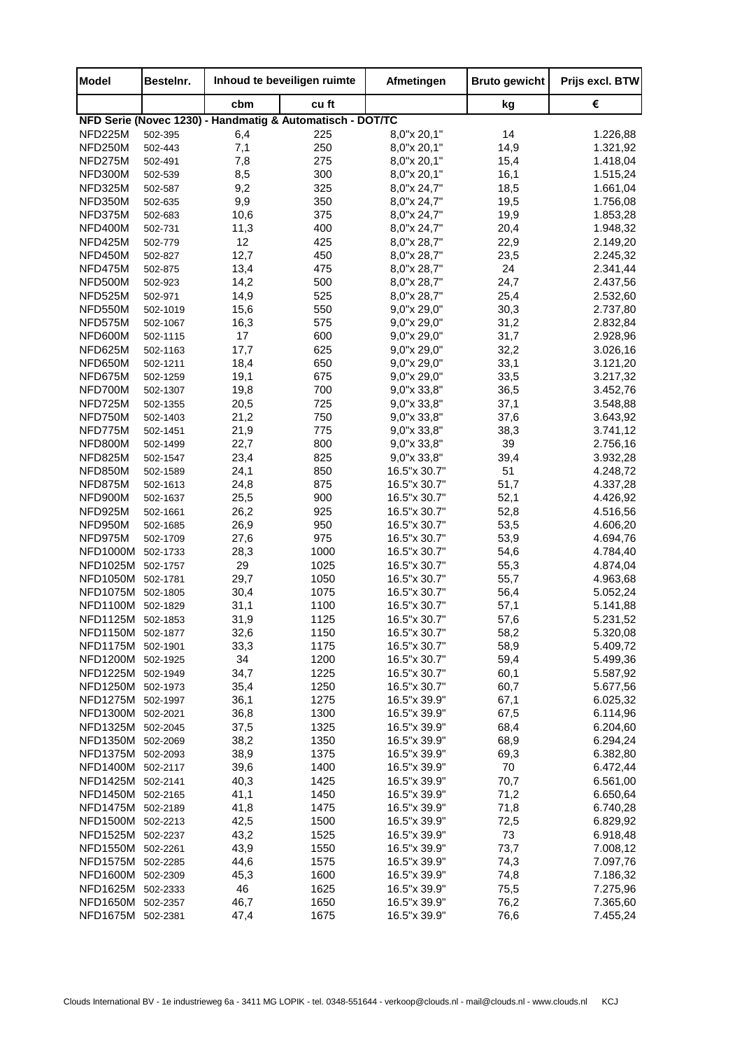| Model | Bestelnr. | Inhoud te beveiligen ruimte | | Afmetingen | Bruto gewicht | Prijs excl. BTW |
|---|---|---|---|---|---|---|
| | | cbm | cu ft | | kg | € |
| **NFD Serie (Novec 1230) - Handmatig & Automatisch - DOT/TC** | | | | | | |
| NFD225M | 502-395 | 6,4 | 225 | 8,0"x 20,1" | 14 | 1.226,88 |
| NFD250M | 502-443 | 7,1 | 250 | 8,0"x 20,1" | 14,9 | 1.321,92 |
| NFD275M | 502-491 | 7,8 | 275 | 8,0"x 20,1" | 15,4 | 1.418,04 |
| NFD300M | 502-539 | 8,5 | 300 | 8,0"x 20,1" | 16,1 | 1.515,24 |
| NFD325M | 502-587 | 9,2 | 325 | 8,0"x 24,7" | 18,5 | 1.661,04 |
| NFD350M | 502-635 | 9,9 | 350 | 8,0"x 24,7" | 19,5 | 1.756,08 |
| NFD375M | 502-683 | 10,6 | 375 | 8,0"x 24,7" | 19,9 | 1.853,28 |
| NFD400M | 502-731 | 11,3 | 400 | 8,0"x 24,7" | 20,4 | 1.948,32 |
| NFD425M | 502-779 | 12 | 425 | 8,0"x 28,7" | 22,9 | 2.149,20 |
| NFD450M | 502-827 | 12,7 | 450 | 8,0"x 28,7" | 23,5 | 2.245,32 |
| NFD475M | 502-875 | 13,4 | 475 | 8,0"x 28,7" | 24 | 2.341,44 |
| NFD500M | 502-923 | 14,2 | 500 | 8,0"x 28,7" | 24,7 | 2.437,56 |
| NFD525M | 502-971 | 14,9 | 525 | 8,0"x 28,7" | 25,4 | 2.532,60 |
| NFD550M | 502-1019 | 15,6 | 550 | 9,0"x 29,0" | 30,3 | 2.737,80 |
| NFD575M | 502-1067 | 16,3 | 575 | 9,0"x 29,0" | 31,2 | 2.832,84 |
| NFD600M | 502-1115 | 17 | 600 | 9,0"x 29,0" | 31,7 | 2.928,96 |
| NFD625M | 502-1163 | 17,7 | 625 | 9,0"x 29,0" | 32,2 | 3.026,16 |
| NFD650M | 502-1211 | 18,4 | 650 | 9,0"x 29,0" | 33,1 | 3.121,20 |
| NFD675M | 502-1259 | 19,1 | 675 | 9,0"x 29,0" | 33,5 | 3.217,32 |
| NFD700M | 502-1307 | 19,8 | 700 | 9,0"x 33,8" | 36,5 | 3.452,76 |
| NFD725M | 502-1355 | 20,5 | 725 | 9,0"x 33,8" | 37,1 | 3.548,88 |
| NFD750M | 502-1403 | 21,2 | 750 | 9,0"x 33,8" | 37,6 | 3.643,92 |
| NFD775M | 502-1451 | 21,9 | 775 | 9,0"x 33,8" | 38,3 | 3.741,12 |
| NFD800M | 502-1499 | 22,7 | 800 | 9,0"x 33,8" | 39 | 2.756,16 |
| NFD825M | 502-1547 | 23,4 | 825 | 9,0"x 33,8" | 39,4 | 3.932,28 |
| NFD850M | 502-1589 | 24,1 | 850 | 16.5"x 30.7" | 51 | 4.248,72 |
| NFD875M | 502-1613 | 24,8 | 875 | 16.5"x 30.7" | 51,7 | 4.337,28 |
| NFD900M | 502-1637 | 25,5 | 900 | 16.5"x 30.7" | 52,1 | 4.426,92 |
| NFD925M | 502-1661 | 26,2 | 925 | 16.5"x 30.7" | 52,8 | 4.516,56 |
| NFD950M | 502-1685 | 26,9 | 950 | 16.5"x 30.7" | 53,5 | 4.606,20 |
| NFD975M | 502-1709 | 27,6 | 975 | 16.5"x 30.7" | 53,9 | 4.694,76 |
| NFD1000M | 502-1733 | 28,3 | 1000 | 16.5"x 30.7" | 54,6 | 4.784,40 |
| NFD1025M | 502-1757 | 29 | 1025 | 16.5"x 30.7" | 55,3 | 4.874,04 |
| NFD1050M | 502-1781 | 29,7 | 1050 | 16.5"x 30.7" | 55,7 | 4.963,68 |
| NFD1075M | 502-1805 | 30,4 | 1075 | 16.5"x 30.7" | 56,4 | 5.052,24 |
| NFD1100M | 502-1829 | 31,1 | 1100 | 16.5"x 30.7" | 57,1 | 5.141,88 |
| NFD1125M | 502-1853 | 31,9 | 1125 | 16.5"x 30.7" | 57,6 | 5.231,52 |
| NFD1150M | 502-1877 | 32,6 | 1150 | 16.5"x 30.7" | 58,2 | 5.320,08 |
| NFD1175M | 502-1901 | 33,3 | 1175 | 16.5"x 30.7" | 58,9 | 5.409,72 |
| NFD1200M | 502-1925 | 34 | 1200 | 16.5"x 30.7" | 59,4 | 5.499,36 |
| NFD1225M | 502-1949 | 34,7 | 1225 | 16.5"x 30.7" | 60,1 | 5.587,92 |
| NFD1250M | 502-1973 | 35,4 | 1250 | 16.5"x 30.7" | 60,7 | 5.677,56 |
| NFD1275M | 502-1997 | 36,1 | 1275 | 16.5"x 39.9" | 67,1 | 6.025,32 |
| NFD1300M | 502-2021 | 36,8 | 1300 | 16.5"x 39.9" | 67,5 | 6.114,96 |
| NFD1325M | 502-2045 | 37,5 | 1325 | 16.5"x 39.9" | 68,4 | 6.204,60 |
| NFD1350M | 502-2069 | 38,2 | 1350 | 16.5"x 39.9" | 68,9 | 6.294,24 |
| NFD1375M | 502-2093 | 38,9 | 1375 | 16.5"x 39.9" | 69,3 | 6.382,80 |
| NFD1400M | 502-2117 | 39,6 | 1400 | 16.5"x 39.9" | 70 | 6.472,44 |
| NFD1425M | 502-2141 | 40,3 | 1425 | 16.5"x 39.9" | 70,7 | 6.561,00 |
| NFD1450M | 502-2165 | 41,1 | 1450 | 16.5"x 39.9" | 71,2 | 6.650,64 |
| NFD1475M | 502-2189 | 41,8 | 1475 | 16.5"x 39.9" | 71,8 | 6.740,28 |
| NFD1500M | 502-2213 | 42,5 | 1500 | 16.5"x 39.9" | 72,5 | 6.829,92 |
| NFD1525M | 502-2237 | 43,2 | 1525 | 16.5"x 39.9" | 73 | 6.918,48 |
| NFD1550M | 502-2261 | 43,9 | 1550 | 16.5"x 39.9" | 73,7 | 7.008,12 |
| NFD1575M | 502-2285 | 44,6 | 1575 | 16.5"x 39.9" | 74,3 | 7.097,76 |
| NFD1600M | 502-2309 | 45,3 | 1600 | 16.5"x 39.9" | 74,8 | 7.186,32 |
| NFD1625M | 502-2333 | 46 | 1625 | 16.5"x 39.9" | 75,5 | 7.275,96 |
| NFD1650M | 502-2357 | 46,7 | 1650 | 16.5"x 39.9" | 76,2 | 7.365,60 |
| NFD1675M | 502-2381 | 47,4 | 1675 | 16.5"x 39.9" | 76,6 | 7.455,24 |

Clouds International BV - 1e industrieweg 6a - 3411 MG LOPIK - tel. 0348-551644 - verkoop@clouds.nl - mail@clouds.nl - www.clouds.nl KCJ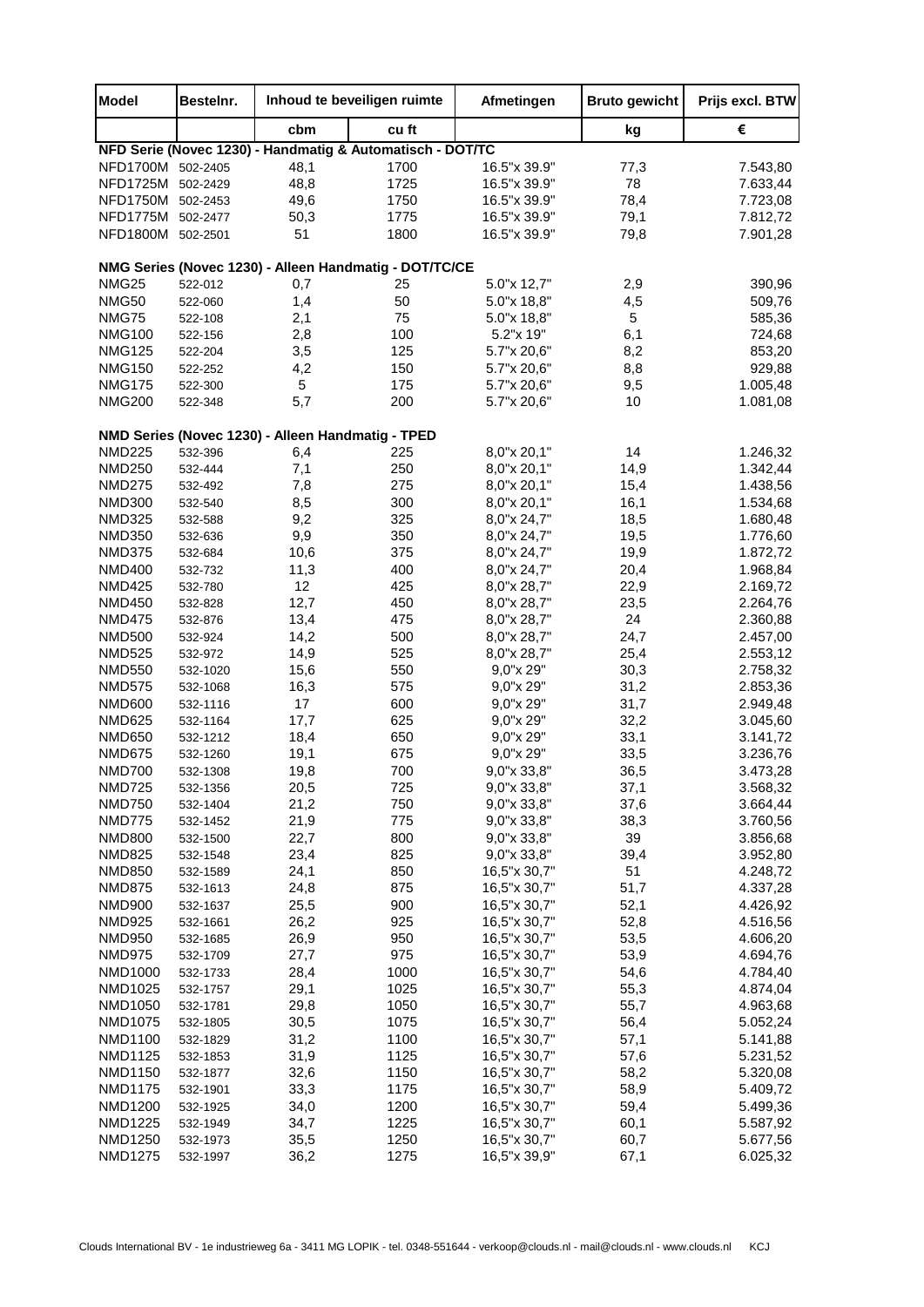| Model | Bestelnr. | Inhoud te beveiligen ruimte | | Afmetingen | Bruto gewicht | Prijs excl. BTW |
|---|---|---|---|---|---|---|
| | | cbm | cu ft | | kg | € |
| **NFD Serie (Novec 1230) - Handmatig & Automatisch - DOT/TC** | | | | | | |
| NFD1700M | 502-2405 | 48,1 | 1700 | 16.5"x 39.9" | 77,3 | 7.543,80 |
| NFD1725M | 502-2429 | 48,8 | 1725 | 16.5"x 39.9" | 78 | 7.633,44 |
| NFD1750M | 502-2453 | 49,6 | 1750 | 16.5"x 39.9" | 78,4 | 7.723,08 |
| NFD1775M | 502-2477 | 50,3 | 1775 | 16.5"x 39.9" | 79,1 | 7.812,72 |
| NFD1800M | 502-2501 | 51 | 1800 | 16.5"x 39.9" | 79,8 | 7.901,28 |
| **NMG Series (Novec 1230) - Alleen Handmatig - DOT/TC/CE** | | | | | | |
| NMG25 | 522-012 | 0,7 | 25 | 5.0"x 12,7" | 2,9 | 390,96 |
| NMG50 | 522-060 | 1,4 | 50 | 5.0"x 18,8" | 4,5 | 509,76 |
| NMG75 | 522-108 | 2,1 | 75 | 5.0"x 18,8" | 5 | 585,36 |
| NMG100 | 522-156 | 2,8 | 100 | 5.2"x 19" | 6,1 | 724,68 |
| NMG125 | 522-204 | 3,5 | 125 | 5.7"x 20,6" | 8,2 | 853,20 |
| NMG150 | 522-252 | 4,2 | 150 | 5.7"x 20,6" | 8,8 | 929,88 |
| NMG175 | 522-300 | 5 | 175 | 5.7"x 20,6" | 9,5 | 1.005,48 |
| NMG200 | 522-348 | 5,7 | 200 | 5.7"x 20,6" | 10 | 1.081,08 |
| **NMD Series (Novec 1230) - Alleen Handmatig - TPED** | | | | | | |
| NMD225 | 532-396 | 6,4 | 225 | 8,0"x 20,1" | 14 | 1.246,32 |
| NMD250 | 532-444 | 7,1 | 250 | 8,0"x 20,1" | 14,9 | 1.342,44 |
| NMD275 | 532-492 | 7,8 | 275 | 8,0"x 20,1" | 15,4 | 1.438,56 |
| NMD300 | 532-540 | 8,5 | 300 | 8,0"x 20,1" | 16,1 | 1.534,68 |
| NMD325 | 532-588 | 9,2 | 325 | 8,0"x 24,7" | 18,5 | 1.680,48 |
| NMD350 | 532-636 | 9,9 | 350 | 8,0"x 24,7" | 19,5 | 1.776,60 |
| NMD375 | 532-684 | 10,6 | 375 | 8,0"x 24,7" | 19,9 | 1.872,72 |
| NMD400 | 532-732 | 11,3 | 400 | 8,0"x 24,7" | 20,4 | 1.968,84 |
| NMD425 | 532-780 | 12 | 425 | 8,0"x 28,7" | 22,9 | 2.169,72 |
| NMD450 | 532-828 | 12,7 | 450 | 8,0"x 28,7" | 23,5 | 2.264,76 |
| NMD475 | 532-876 | 13,4 | 475 | 8,0"x 28,7" | 24 | 2.360,88 |
| NMD500 | 532-924 | 14,2 | 500 | 8,0"x 28,7" | 24,7 | 2.457,00 |
| NMD525 | 532-972 | 14,9 | 525 | 8,0"x 28,7" | 25,4 | 2.553,12 |
| NMD550 | 532-1020 | 15,6 | 550 | 9,0"x 29" | 30,3 | 2.758,32 |
| NMD575 | 532-1068 | 16,3 | 575 | 9,0"x 29" | 31,2 | 2.853,36 |
| NMD600 | 532-1116 | 17 | 600 | 9,0"x 29" | 31,7 | 2.949,48 |
| NMD625 | 532-1164 | 17,7 | 625 | 9,0"x 29" | 32,2 | 3.045,60 |
| NMD650 | 532-1212 | 18,4 | 650 | 9,0"x 29" | 33,1 | 3.141,72 |
| NMD675 | 532-1260 | 19,1 | 675 | 9,0"x 29" | 33,5 | 3.236,76 |
| NMD700 | 532-1308 | 19,8 | 700 | 9,0"x 33,8" | 36,5 | 3.473,28 |
| NMD725 | 532-1356 | 20,5 | 725 | 9,0"x 33,8" | 37,1 | 3.568,32 |
| NMD750 | 532-1404 | 21,2 | 750 | 9,0"x 33,8" | 37,6 | 3.664,44 |
| NMD775 | 532-1452 | 21,9 | 775 | 9,0"x 33,8" | 38,3 | 3.760,56 |
| NMD800 | 532-1500 | 22,7 | 800 | 9,0"x 33,8" | 39 | 3.856,68 |
| NMD825 | 532-1548 | 23,4 | 825 | 9,0"x 33,8" | 39,4 | 3.952,80 |
| NMD850 | 532-1589 | 24,1 | 850 | 16,5"x 30,7" | 51 | 4.248,72 |
| NMD875 | 532-1613 | 24,8 | 875 | 16,5"x 30,7" | 51,7 | 4.337,28 |
| NMD900 | 532-1637 | 25,5 | 900 | 16,5"x 30,7" | 52,1 | 4.426,92 |
| NMD925 | 532-1661 | 26,2 | 925 | 16,5"x 30,7" | 52,8 | 4.516,56 |
| NMD950 | 532-1685 | 26,9 | 950 | 16,5"x 30,7" | 53,5 | 4.606,20 |
| NMD975 | 532-1709 | 27,7 | 975 | 16,5"x 30,7" | 53,9 | 4.694,76 |
| NMD1000 | 532-1733 | 28,4 | 1000 | 16,5"x 30,7" | 54,6 | 4.784,40 |
| NMD1025 | 532-1757 | 29,1 | 1025 | 16,5"x 30,7" | 55,3 | 4.874,04 |
| NMD1050 | 532-1781 | 29,8 | 1050 | 16,5"x 30,7" | 55,7 | 4.963,68 |
| NMD1075 | 532-1805 | 30,5 | 1075 | 16,5"x 30,7" | 56,4 | 5.052,24 |
| NMD1100 | 532-1829 | 31,2 | 1100 | 16,5"x 30,7" | 57,1 | 5.141,88 |
| NMD1125 | 532-1853 | 31,9 | 1125 | 16,5"x 30,7" | 57,6 | 5.231,52 |
| NMD1150 | 532-1877 | 32,6 | 1150 | 16,5"x 30,7" | 58,2 | 5.320,08 |
| NMD1175 | 532-1901 | 33,3 | 1175 | 16,5"x 30,7" | 58,9 | 5.409,72 |
| NMD1200 | 532-1925 | 34,0 | 1200 | 16,5"x 30,7" | 59,4 | 5.499,36 |
| NMD1225 | 532-1949 | 34,7 | 1225 | 16,5"x 30,7" | 60,1 | 5.587,92 |
| NMD1250 | 532-1973 | 35,5 | 1250 | 16,5"x 30,7" | 60,7 | 5.677,56 |
| NMD1275 | 532-1997 | 36,2 | 1275 | 16,5"x 39,9" | 67,1 | 6.025,32 |

Clouds International BV - 1e industrieweg 6a - 3411 MG LOPIK - tel. 0348-551644 - verkoop@clouds.nl - mail@clouds.nl - www.clouds.nl KCJ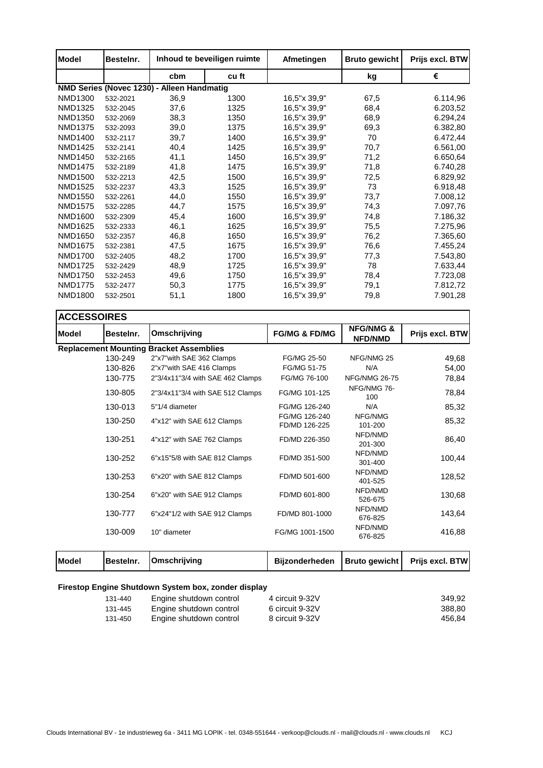| Model | Bestelnr. | Inhoud te beveiligen ruimte | | Afmetingen | Bruto gewicht | Prijs excl. BTW |
|---|---|---|---|---|---|---|
| | | cbm | cu ft | | kg | € |
| **NMD Series (Novec 1230) - Alleen Handmatig** | | | | | | |
| NMD1300 | 532-2021 | 36,9 | 1300 | 16,5"x 39,9" | 67,5 | 6.114,96 |
| NMD1325 | 532-2045 | 37,6 | 1325 | 16,5"x 39,9" | 68,4 | 6.203,52 |
| NMD1350 | 532-2069 | 38,3 | 1350 | 16,5"x 39,9" | 68,9 | 6.294,24 |
| NMD1375 | 532-2093 | 39,0 | 1375 | 16,5"x 39,9" | 69,3 | 6.382,80 |
| NMD1400 | 532-2117 | 39,7 | 1400 | 16,5"x 39,9" | 70 | 6.472,44 |
| NMD1425 | 532-2141 | 40,4 | 1425 | 16,5"x 39,9" | 70,7 | 6.561,00 |
| NMD1450 | 532-2165 | 41,1 | 1450 | 16,5"x 39,9" | 71,2 | 6.650,64 |
| NMD1475 | 532-2189 | 41,8 | 1475 | 16,5"x 39,9" | 71,8 | 6.740,28 |
| NMD1500 | 532-2213 | 42,5 | 1500 | 16,5"x 39,9" | 72,5 | 6.829,92 |
| NMD1525 | 532-2237 | 43,3 | 1525 | 16,5"x 39,9" | 73 | 6.918,48 |
| NMD1550 | 532-2261 | 44,0 | 1550 | 16,5"x 39,9" | 73,7 | 7.008,12 |
| NMD1575 | 532-2285 | 44,7 | 1575 | 16,5"x 39,9" | 74,3 | 7.097,76 |
| NMD1600 | 532-2309 | 45,4 | 1600 | 16,5"x 39,9" | 74,8 | 7.186,32 |
| NMD1625 | 532-2333 | 46,1 | 1625 | 16,5"x 39,9" | 75,5 | 7.275,96 |
| NMD1650 | 532-2357 | 46,8 | 1650 | 16,5"x 39,9" | 76,2 | 7.365,60 |
| NMD1675 | 532-2381 | 47,5 | 1675 | 16,5"x 39,9" | 76,6 | 7.455,24 |
| NMD1700 | 532-2405 | 48,2 | 1700 | 16,5"x 39,9" | 77,3 | 7.543,80 |
| NMD1725 | 532-2429 | 48,9 | 1725 | 16,5"x 39,9" | 78 | 7.633,44 |
| NMD1750 | 532-2453 | 49,6 | 1750 | 16,5"x 39,9" | 78,4 | 7.723,08 |
| NMD1775 | 532-2477 | 50,3 | 1775 | 16,5"x 39,9" | 79,1 | 7.812,72 |
| NMD1800 | 532-2501 | 51,1 | 1800 | 16,5"x 39,9" | 79,8 | 7.901,28 |

## ACCESSOIRES

| Model | Bestelnr. | Omschrijving | FG/MG & FD/MG | NFG/NMG & NFD/NMD | Prijs excl. BTW |
|---|---|---|---|---|---|
| **Replacement Mounting Bracket Assemblies** | | | | | |
| | 130-249 | 2"x7"with SAE 362 Clamps | FG/MG 25-50 | NFG/NMG 25 | 49,68 |
| | 130-826 | 2"x7"with SAE 416 Clamps | FG/MG 51-75 | N/A | 54,00 |
| | 130-775 | 2"3/4x11"3/4 with SAE 462 Clamps | FG/MG 76-100 | NFG/NMG 26-75 | 78,84 |
| | 130-805 | 2"3/4x11"3/4 with SAE 512 Clamps | FG/MG 101-125 | NFG/NMG 76-100 | 78,84 |
| | 130-013 | 5"1/4 diameter | FG/MG 126-240 | N/A | 85,32 |
| | 130-250 | 4"x12" with SAE 612 Clamps | FG/MG 126-240 FD/MD 126-225 | NFG/NMG 101-200 | 85,32 |
| | 130-251 | 4"x12" with SAE 762 Clamps | FD/MD 226-350 | NFD/NMD 201-300 | 86,40 |
| | 130-252 | 6"x15"5/8 with SAE 812 Clamps | FD/MD 351-500 | NFD/NMD 301-400 | 100,44 |
| | 130-253 | 6"x20" with SAE 812 Clamps | FD/MD 501-600 | NFD/NMD 401-525 | 128,52 |
| | 130-254 | 6"x20" with SAE 912 Clamps | FD/MD 601-800 | NFD/NMD 526-675 | 130,68 |
| | 130-777 | 6"x24"1/2 with SAE 912 Clamps | FD/MD 801-1000 | NFD/NMD 676-825 | 143,64 |
| | 130-009 | 10" diameter | FG/MG 1001-1500 | NFD/NMD 676-825 | 416,88 |

| Model | Bestelnr. | Omschrijving | Bijzonderheden | Bruto gewicht | Prijs excl. BTW |
|---|---|---|---|---|---|
| **Firestop Engine Shutdown System box, zonder display** | | | | | |
| | 131-440 | Engine shutdown control | 4 circuit 9-32V | | 349,92 |
| | 131-445 | Engine shutdown control | 6 circuit 9-32V | | 388,80 |
| | 131-450 | Engine shutdown control | 8 circuit 9-32V | | 456,84 |

Clouds International BV - 1e industrieweg 6a - 3411 MG LOPIK - tel. 0348-551644 - verkoop@clouds.nl - mail@clouds.nl - www.clouds.nl KCJ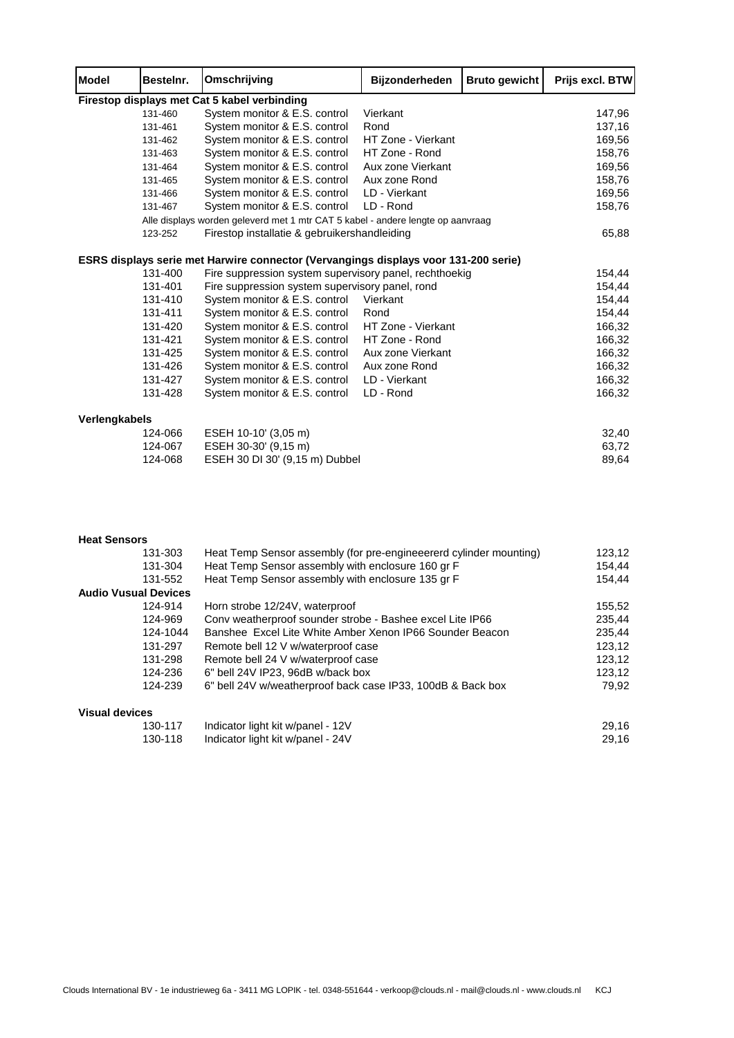| Model | Bestelnr. | Omschrijving | Bijzonderheden | Bruto gewicht | Prijs excl. BTW |
|---|---|---|---|---|---|
| **Firestop displays met Cat 5 kabel verbinding** | | | | | |
| | 131-460 | System monitor & E.S. control | Vierkant | | 147,96 |
| | 131-461 | System monitor & E.S. control | Rond | | 137,16 |
| | 131-462 | System monitor & E.S. control | HT Zone - Vierkant | | 169,56 |
| | 131-463 | System monitor & E.S. control | HT Zone - Rond | | 158,76 |
| | 131-464 | System monitor & E.S. control | Aux zone Vierkant | | 169,56 |
| | 131-465 | System monitor & E.S. control | Aux zone Rond | | 158,76 |
| | 131-466 | System monitor & E.S. control | LD - Vierkant | | 169,56 |
| | 131-467 | System monitor & E.S. control | LD - Rond | | 158,76 |
| | Alle displays worden geleverd met 1 mtr CAT 5 kabel - andere lengte op aanvraag | | | | |
| | 123-252 | Firestop installatie & gebruikershandleiding | | | 65,88 |
| **ESRS displays serie met Harwire connector (Vervangings displays voor 131-200 serie)** | | | | | |
| | 131-400 | Fire suppression system supervisory panel, rechthoekig | | | 154,44 |
| | 131-401 | Fire suppression system supervisory panel, rond | | | 154,44 |
| | 131-410 | System monitor & E.S. control | Vierkant | | 154,44 |
| | 131-411 | System monitor & E.S. control | Rond | | 154,44 |
| | 131-420 | System monitor & E.S. control | HT Zone - Vierkant | | 166,32 |
| | 131-421 | System monitor & E.S. control | HT Zone - Rond | | 166,32 |
| | 131-425 | System monitor & E.S. control | Aux zone Vierkant | | 166,32 |
| | 131-426 | System monitor & E.S. control | Aux zone Rond | | 166,32 |
| | 131-427 | System monitor & E.S. control | LD - Vierkant | | 166,32 |
| | 131-428 | System monitor & E.S. control | LD - Rond | | 166,32 |
| **Verlengkabels** | | | | | |
| | 124-066 | ESEH 10-10' (3,05 m) | | | 32,40 |
| | 124-067 | ESEH 30-30' (9,15 m) | | | 63,72 |
| | 124-068 | ESEH 30 DI 30' (9,15 m) Dubbel | | | 89,64 |
| **Heat Sensors** | | | | | |
| | 131-303 | Heat Temp Sensor assembly (for pre-engineeererd cylinder mounting) | | | 123,12 |
| | 131-304 | Heat Temp Sensor assembly with enclosure 160 gr F | | | 154,44 |
| | 131-552 | Heat Temp Sensor assembly with enclosure 135 gr F | | | 154,44 |
| **Audio Vusual Devices** | | | | | |
| | 124-914 | Horn strobe 12/24V, waterproof | | | 155,52 |
| | 124-969 | Conv weatherproof sounder strobe - Bashee excel Lite IP66 | | | 235,44 |
| | 124-1044 | Banshee Excel Lite White Amber Xenon IP66 Sounder Beacon | | | 235,44 |
| | 131-297 | Remote bell 12 V w/waterproof case | | | 123,12 |
| | 131-298 | Remote bell 24 V w/waterproof case | | | 123,12 |
| | 124-236 | 6" bell 24V IP23, 96dB w/back box | | | 123,12 |
| | 124-239 | 6" bell 24V w/weatherproof back case IP33, 100dB & Back box | | | 79,92 |
| **Visual devices** | | | | | |
| | 130-117 | Indicator light kit w/panel - 12V | | | 29,16 |
| | 130-118 | Indicator light kit w/panel - 24V | | | 29,16 |

Clouds International BV - 1e industrieweg 6a - 3411 MG LOPIK - tel. 0348-551644 - verkoop@clouds.nl - mail@clouds.nl - www.clouds.nl KCJ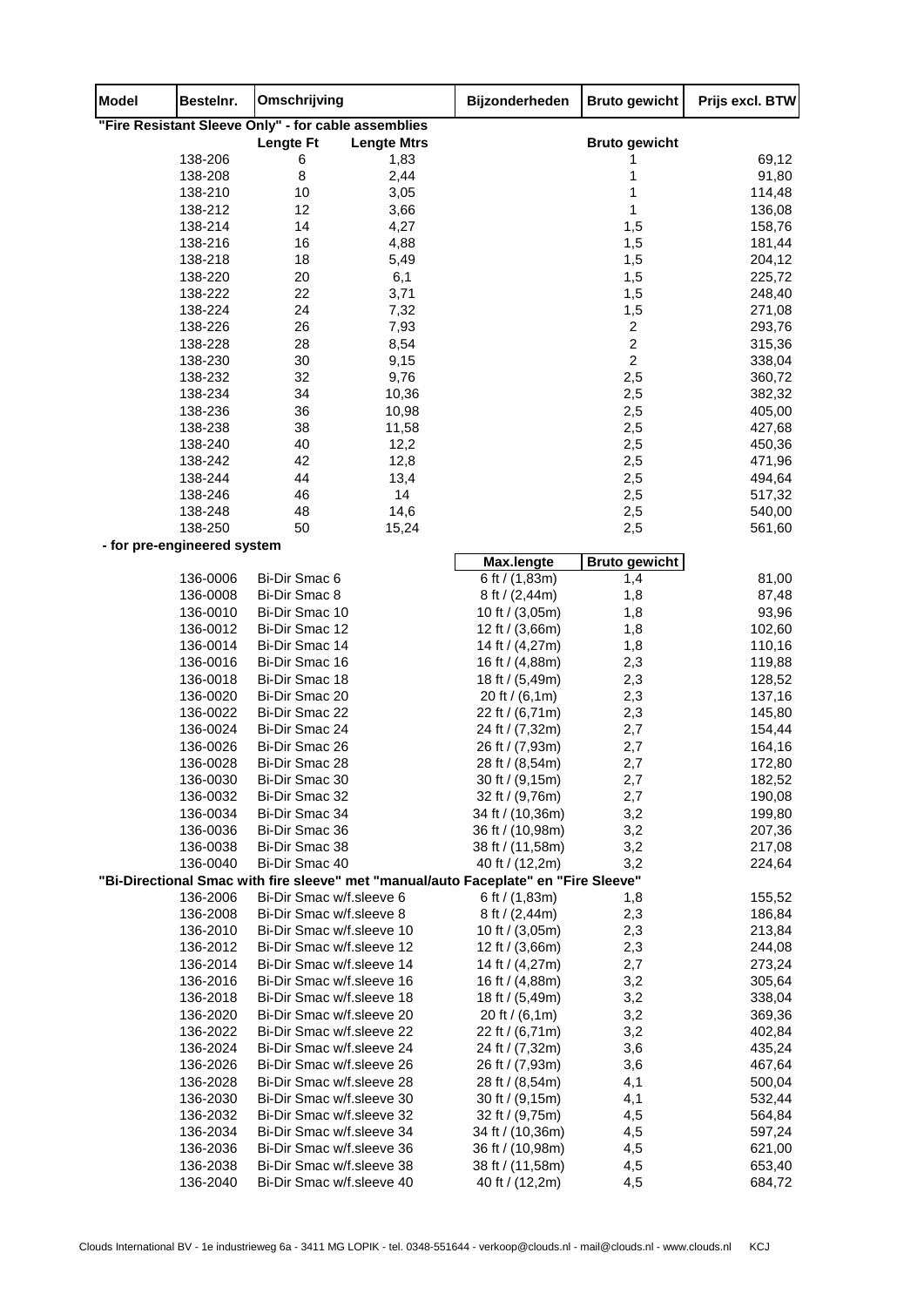| Model | Bestelnr. | Omschrijving | | Bijzonderheden | Bruto gewicht | Prijs excl. BTW |
|---|---|---|---|---|---|---|
| "Fire Resistant Sleeve Only" - for cable assemblies | | | | | | |
| | | Lengte Ft | Lengte Mtrs | | Bruto gewicht | |
| | 138-206 | 6 | 1,83 | | 1 | 69,12 |
| | 138-208 | 8 | 2,44 | | 1 | 91,80 |
| | 138-210 | 10 | 3,05 | | 1 | 114,48 |
| | 138-212 | 12 | 3,66 | | 1 | 136,08 |
| | 138-214 | 14 | 4,27 | | 1,5 | 158,76 |
| | 138-216 | 16 | 4,88 | | 1,5 | 181,44 |
| | 138-218 | 18 | 5,49 | | 1,5 | 204,12 |
| | 138-220 | 20 | 6,1 | | 1,5 | 225,72 |
| | 138-222 | 22 | 3,71 | | 1,5 | 248,40 |
| | 138-224 | 24 | 7,32 | | 1,5 | 271,08 |
| | 138-226 | 26 | 7,93 | | 2 | 293,76 |
| | 138-228 | 28 | 8,54 | | 2 | 315,36 |
| | 138-230 | 30 | 9,15 | | 2 | 338,04 |
| | 138-232 | 32 | 9,76 | | 2,5 | 360,72 |
| | 138-234 | 34 | 10,36 | | 2,5 | 382,32 |
| | 138-236 | 36 | 10,98 | | 2,5 | 405,00 |
| | 138-238 | 38 | 11,58 | | 2,5 | 427,68 |
| | 138-240 | 40 | 12,2 | | 2,5 | 450,36 |
| | 138-242 | 42 | 12,8 | | 2,5 | 471,96 |
| | 138-244 | 44 | 13,4 | | 2,5 | 494,64 |
| | 138-246 | 46 | 14 | | 2,5 | 517,32 |
| | 138-248 | 48 | 14,6 | | 2,5 | 540,00 |
| | 138-250 | 50 | 15,24 | | 2,5 | 561,60 |
| - for pre-engineered system | | | | | | |
| | | | | Max.lengte | Bruto gewicht | |
| | 136-0006 | Bi-Dir Smac 6 | | 6 ft / (1,83m) | 1,4 | 81,00 |
| | 136-0008 | Bi-Dir Smac 8 | | 8 ft / (2,44m) | 1,8 | 87,48 |
| | 136-0010 | Bi-Dir Smac 10 | | 10 ft / (3,05m) | 1,8 | 93,96 |
| | 136-0012 | Bi-Dir Smac 12 | | 12 ft / (3,66m) | 1,8 | 102,60 |
| | 136-0014 | Bi-Dir Smac 14 | | 14 ft / (4,27m) | 1,8 | 110,16 |
| | 136-0016 | Bi-Dir Smac 16 | | 16 ft / (4,88m) | 2,3 | 119,88 |
| | 136-0018 | Bi-Dir Smac 18 | | 18 ft / (5,49m) | 2,3 | 128,52 |
| | 136-0020 | Bi-Dir Smac 20 | | 20 ft / (6,1m) | 2,3 | 137,16 |
| | 136-0022 | Bi-Dir Smac 22 | | 22 ft / (6,71m) | 2,3 | 145,80 |
| | 136-0024 | Bi-Dir Smac 24 | | 24 ft / (7,32m) | 2,7 | 154,44 |
| | 136-0026 | Bi-Dir Smac 26 | | 26 ft / (7,93m) | 2,7 | 164,16 |
| | 136-0028 | Bi-Dir Smac 28 | | 28 ft / (8,54m) | 2,7 | 172,80 |
| | 136-0030 | Bi-Dir Smac 30 | | 30 ft / (9,15m) | 2,7 | 182,52 |
| | 136-0032 | Bi-Dir Smac 32 | | 32 ft / (9,76m) | 2,7 | 190,08 |
| | 136-0034 | Bi-Dir Smac 34 | | 34 ft / (10,36m) | 3,2 | 199,80 |
| | 136-0036 | Bi-Dir Smac 36 | | 36 ft / (10,98m) | 3,2 | 207,36 |
| | 136-0038 | Bi-Dir Smac 38 | | 38 ft / (11,58m) | 3,2 | 217,08 |
| | 136-0040 | Bi-Dir Smac 40 | | 40 ft / (12,2m) | 3,2 | 224,64 |
| "Bi-Directional Smac with fire sleeve" met "manual/auto Faceplate" en "Fire Sleeve" | | | | | | |
| | 136-2006 | Bi-Dir Smac w/f.sleeve 6 | | 6 ft / (1,83m) | 1,8 | 155,52 |
| | 136-2008 | Bi-Dir Smac w/f.sleeve 8 | | 8 ft / (2,44m) | 2,3 | 186,84 |
| | 136-2010 | Bi-Dir Smac w/f.sleeve 10 | | 10 ft / (3,05m) | 2,3 | 213,84 |
| | 136-2012 | Bi-Dir Smac w/f.sleeve 12 | | 12 ft / (3,66m) | 2,3 | 244,08 |
| | 136-2014 | Bi-Dir Smac w/f.sleeve 14 | | 14 ft / (4,27m) | 2,7 | 273,24 |
| | 136-2016 | Bi-Dir Smac w/f.sleeve 16 | | 16 ft / (4,88m) | 3,2 | 305,64 |
| | 136-2018 | Bi-Dir Smac w/f.sleeve 18 | | 18 ft / (5,49m) | 3,2 | 338,04 |
| | 136-2020 | Bi-Dir Smac w/f.sleeve 20 | | 20 ft / (6,1m) | 3,2 | 369,36 |
| | 136-2022 | Bi-Dir Smac w/f.sleeve 22 | | 22 ft / (6,71m) | 3,2 | 402,84 |
| | 136-2024 | Bi-Dir Smac w/f.sleeve 24 | | 24 ft / (7,32m) | 3,6 | 435,24 |
| | 136-2026 | Bi-Dir Smac w/f.sleeve 26 | | 26 ft / (7,93m) | 3,6 | 467,64 |
| | 136-2028 | Bi-Dir Smac w/f.sleeve 28 | | 28 ft / (8,54m) | 4,1 | 500,04 |
| | 136-2030 | Bi-Dir Smac w/f.sleeve 30 | | 30 ft / (9,15m) | 4,1 | 532,44 |
| | 136-2032 | Bi-Dir Smac w/f.sleeve 32 | | 32 ft / (9,75m) | 4,5 | 564,84 |
| | 136-2034 | Bi-Dir Smac w/f.sleeve 34 | | 34 ft / (10,36m) | 4,5 | 597,24 |
| | 136-2036 | Bi-Dir Smac w/f.sleeve 36 | | 36 ft / (10,98m) | 4,5 | 621,00 |
| | 136-2038 | Bi-Dir Smac w/f.sleeve 38 | | 38 ft / (11,58m) | 4,5 | 653,40 |
| | 136-2040 | Bi-Dir Smac w/f.sleeve 40 | | 40 ft / (12,2m) | 4,5 | 684,72 |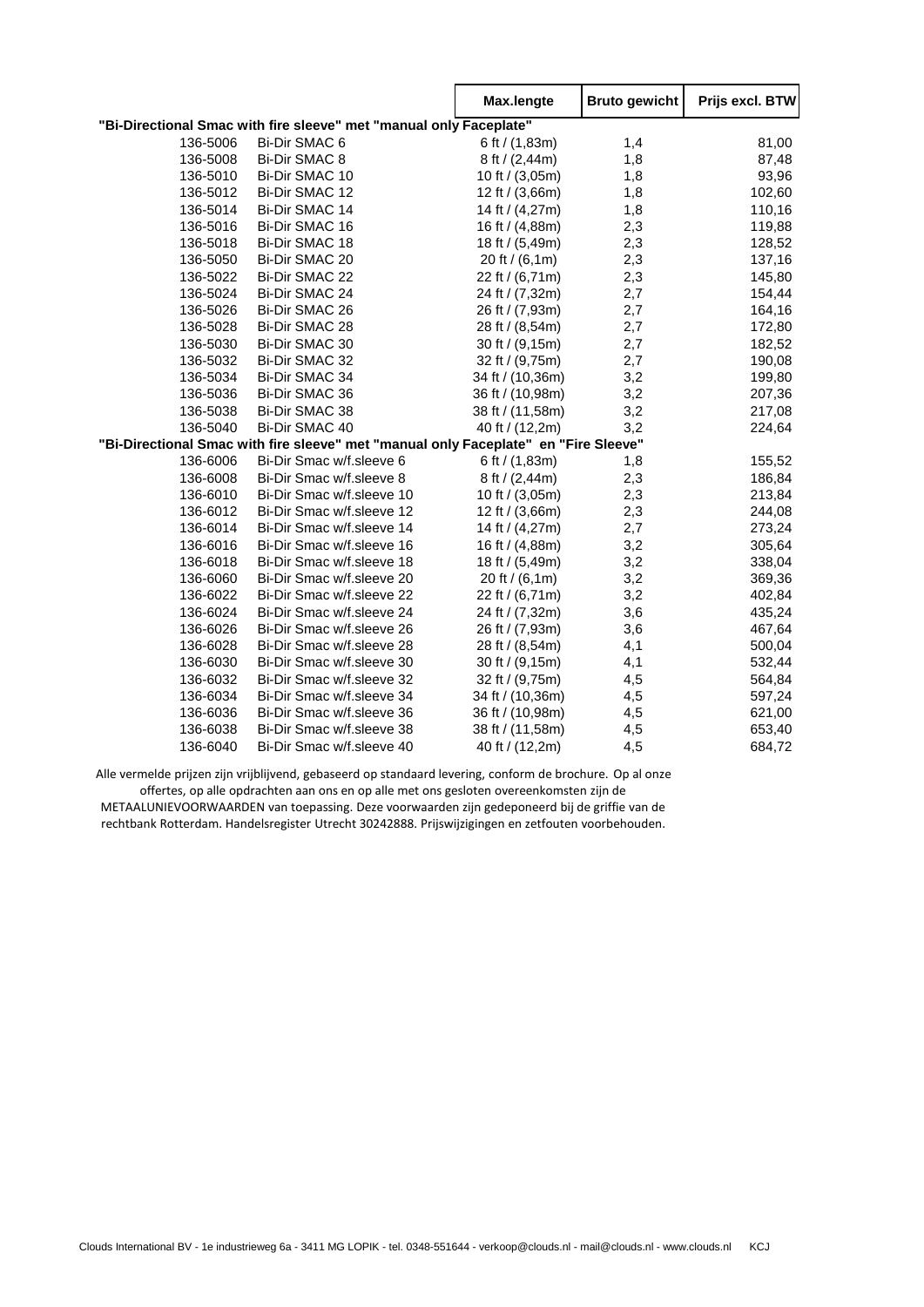| | | Max.lengte | Bruto gewicht | Prijs excl. BTW |
|---|---|---|---|---|
| **"Bi-Directional Smac with fire sleeve" met "manual only Faceplate"** | | | | |
| 136-5006 | Bi-Dir SMAC 6 | 6 ft / (1,83m) | 1,4 | 81,00 |
| 136-5008 | Bi-Dir SMAC 8 | 8 ft / (2,44m) | 1,8 | 87,48 |
| 136-5010 | Bi-Dir SMAC 10 | 10 ft / (3,05m) | 1,8 | 93,96 |
| 136-5012 | Bi-Dir SMAC 12 | 12 ft / (3,66m) | 1,8 | 102,60 |
| 136-5014 | Bi-Dir SMAC 14 | 14 ft / (4,27m) | 1,8 | 110,16 |
| 136-5016 | Bi-Dir SMAC 16 | 16 ft / (4,88m) | 2,3 | 119,88 |
| 136-5018 | Bi-Dir SMAC 18 | 18 ft / (5,49m) | 2,3 | 128,52 |
| 136-5050 | Bi-Dir SMAC 20 | 20 ft / (6,1m) | 2,3 | 137,16 |
| 136-5022 | Bi-Dir SMAC 22 | 22 ft / (6,71m) | 2,3 | 145,80 |
| 136-5024 | Bi-Dir SMAC 24 | 24 ft / (7,32m) | 2,7 | 154,44 |
| 136-5026 | Bi-Dir SMAC 26 | 26 ft / (7,93m) | 2,7 | 164,16 |
| 136-5028 | Bi-Dir SMAC 28 | 28 ft / (8,54m) | 2,7 | 172,80 |
| 136-5030 | Bi-Dir SMAC 30 | 30 ft / (9,15m) | 2,7 | 182,52 |
| 136-5032 | Bi-Dir SMAC 32 | 32 ft / (9,75m) | 2,7 | 190,08 |
| 136-5034 | Bi-Dir SMAC 34 | 34 ft / (10,36m) | 3,2 | 199,80 |
| 136-5036 | Bi-Dir SMAC 36 | 36 ft / (10,98m) | 3,2 | 207,36 |
| 136-5038 | Bi-Dir SMAC 38 | 38 ft / (11,58m) | 3,2 | 217,08 |
| 136-5040 | Bi-Dir SMAC 40 | 40 ft / (12,2m) | 3,2 | 224,64 |
| **"Bi-Directional Smac with fire sleeve" met "manual only Faceplate" en "Fire Sleeve"** | | | | |
| 136-6006 | Bi-Dir Smac w/f.sleeve 6 | 6 ft / (1,83m) | 1,8 | 155,52 |
| 136-6008 | Bi-Dir Smac w/f.sleeve 8 | 8 ft / (2,44m) | 2,3 | 186,84 |
| 136-6010 | Bi-Dir Smac w/f.sleeve 10 | 10 ft / (3,05m) | 2,3 | 213,84 |
| 136-6012 | Bi-Dir Smac w/f.sleeve 12 | 12 ft / (3,66m) | 2,3 | 244,08 |
| 136-6014 | Bi-Dir Smac w/f.sleeve 14 | 14 ft / (4,27m) | 2,7 | 273,24 |
| 136-6016 | Bi-Dir Smac w/f.sleeve 16 | 16 ft / (4,88m) | 3,2 | 305,64 |
| 136-6018 | Bi-Dir Smac w/f.sleeve 18 | 18 ft / (5,49m) | 3,2 | 338,04 |
| 136-6060 | Bi-Dir Smac w/f.sleeve 20 | 20 ft / (6,1m) | 3,2 | 369,36 |
| 136-6022 | Bi-Dir Smac w/f.sleeve 22 | 22 ft / (6,71m) | 3,2 | 402,84 |
| 136-6024 | Bi-Dir Smac w/f.sleeve 24 | 24 ft / (7,32m) | 3,6 | 435,24 |
| 136-6026 | Bi-Dir Smac w/f.sleeve 26 | 26 ft / (7,93m) | 3,6 | 467,64 |
| 136-6028 | Bi-Dir Smac w/f.sleeve 28 | 28 ft / (8,54m) | 4,1 | 500,04 |
| 136-6030 | Bi-Dir Smac w/f.sleeve 30 | 30 ft / (9,15m) | 4,1 | 532,44 |
| 136-6032 | Bi-Dir Smac w/f.sleeve 32 | 32 ft / (9,75m) | 4,5 | 564,84 |
| 136-6034 | Bi-Dir Smac w/f.sleeve 34 | 34 ft / (10,36m) | 4,5 | 597,24 |
| 136-6036 | Bi-Dir Smac w/f.sleeve 36 | 36 ft / (10,98m) | 4,5 | 621,00 |
| 136-6038 | Bi-Dir Smac w/f.sleeve 38 | 38 ft / (11,58m) | 4,5 | 653,40 |
| 136-6040 | Bi-Dir Smac w/f.sleeve 40 | 40 ft / (12,2m) | 4,5 | 684,72 |

Alle vermelde prijzen zijn vrijblijvend, gebaseerd op standaard levering, conform de brochure. Op al onze offertes, op alle opdrachten aan ons en op alle met ons gesloten overeenkomsten zijn de METAALUNIEVOORWAARDEN van toepassing. Deze voorwaarden zijn gedeponeerd bij de griffie van de rechtbank Rotterdam. Handelsregister Utrecht 30242888. Prijswijzigingen en zetfouten voorbehouden.